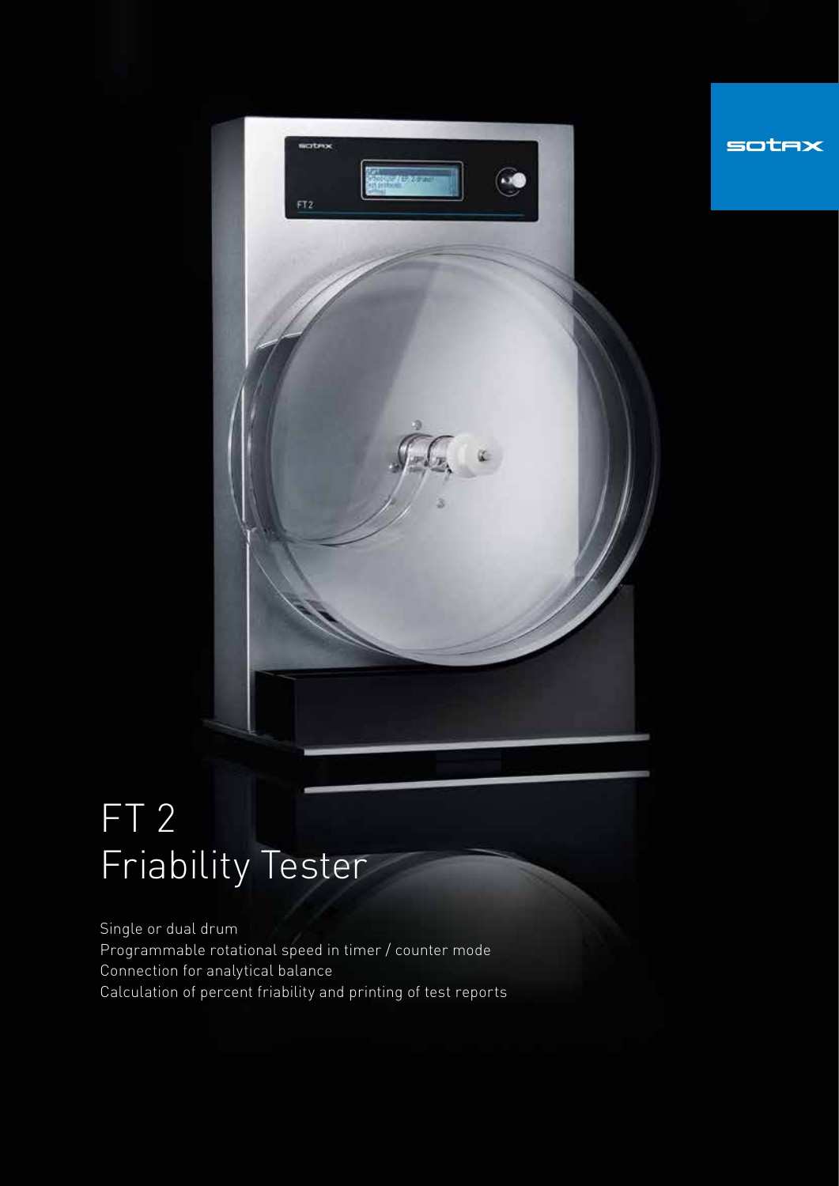sotax

# FT 2
# Friability Tester

Single or dual drum
Programmable rotational speed in timer / counter mode
Connection for analytical balance
Calculation of percent friability and printing of test reports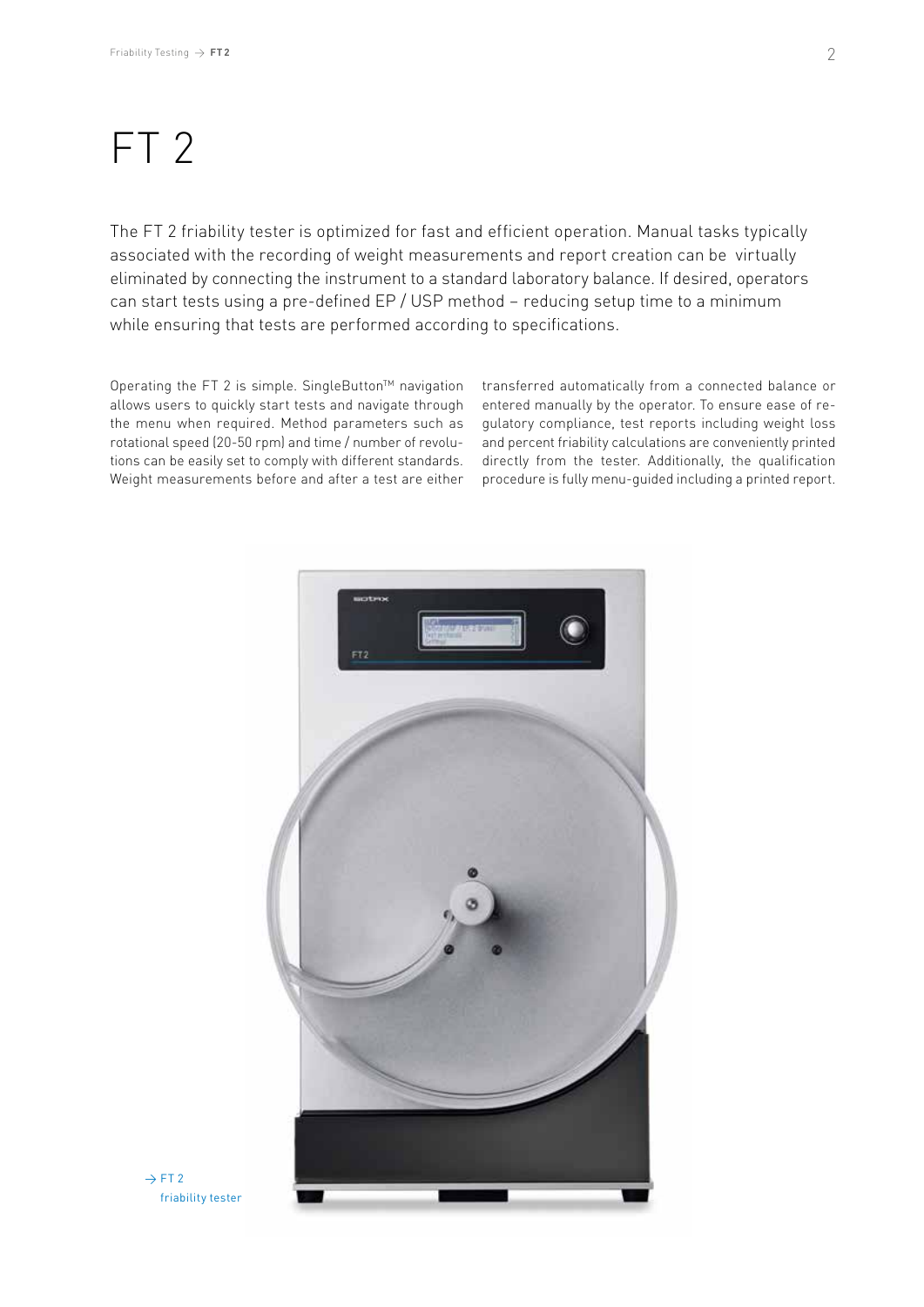# FT 2

The FT 2 friability tester is optimized for fast and efficient operation. Manual tasks typically associated with the recording of weight measurements and report creation can be virtually eliminated by connecting the instrument to a standard laboratory balance. If desired, operators can start tests using a pre-defined EP / USP method – reducing setup time to a minimum while ensuring that tests are performed according to specifications.

Operating the FT 2 is simple. SingleButton™ navigation allows users to quickly start tests and navigate through the menu when required. Method parameters such as rotational speed (20-50 rpm) and time / number of revolutions can be easily set to comply with different standards. Weight measurements before and after a test are either transferred automatically from a connected balance or entered manually by the operator. To ensure ease of regulatory compliance, test reports including weight loss and percent friability calculations are conveniently printed directly from the tester. Additionally, the qualification procedure is fully menu-guided including a printed report.

→ FT 2 friability tester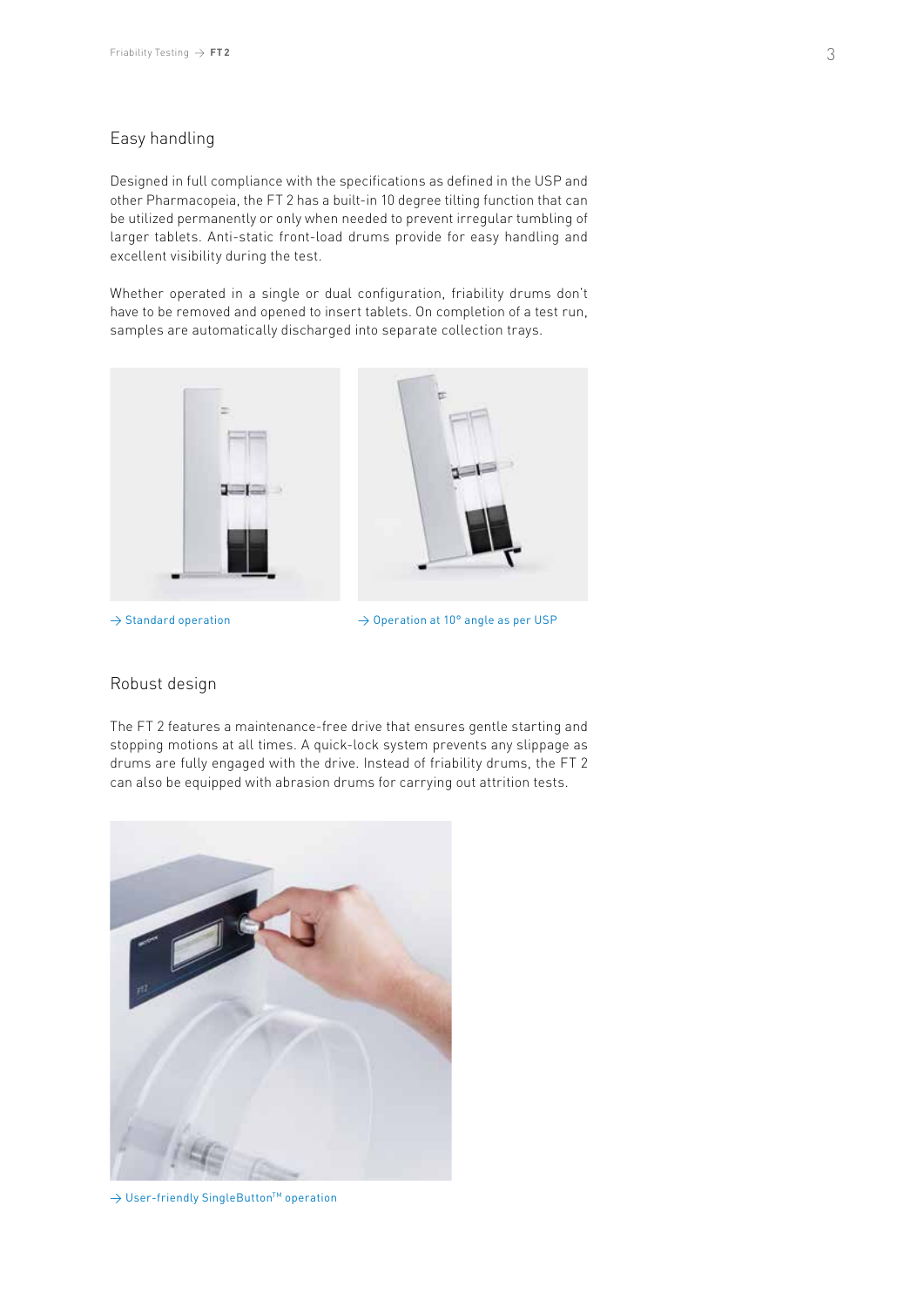## Easy handling

Designed in full compliance with the specifications as defined in the USP and other Pharmacopeia, the FT 2 has a built-in 10 degree tilting function that can be utilized permanently or only when needed to prevent irregular tumbling of larger tablets. Anti-static front-load drums provide for easy handling and excellent visibility during the test.

Whether operated in a single or dual configuration, friability drums don't have to be removed and opened to insert tablets. On completion of a test run, samples are automatically discharged into separate collection trays.

→ Standard operation

→ Operation at 10° angle as per USP

## Robust design

The FT 2 features a maintenance-free drive that ensures gentle starting and stopping motions at all times. A quick-lock system prevents any slippage as drums are fully engaged with the drive. Instead of friability drums, the FT 2 can also be equipped with abrasion drums for carrying out attrition tests.

→ User-friendly SingleButton™ operation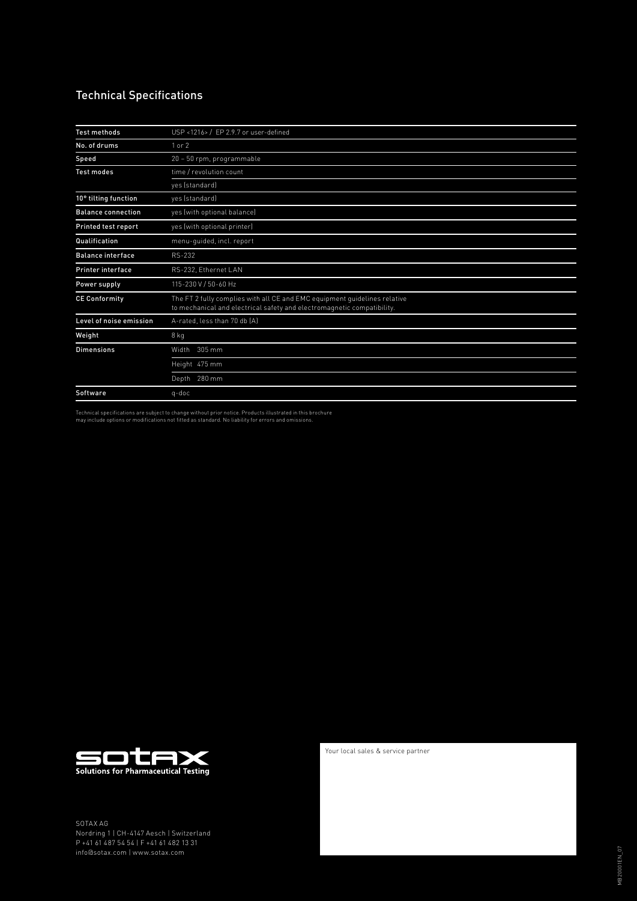## Technical Specifications

| | |
|---|---|
| Test methods | USP <1216> / EP 2.9.7 or user-defined |
| No. of drums | 1 or 2 |
| Speed | 20 – 50 rpm, programmable |
| Test modes | time / revolution count |
| | yes (standard) |
| 10° tilting function | yes (standard) |
| Balance connection | yes (with optional balance) |
| Printed test report | yes (with optional printer) |
| Qualification | menu-guided, incl. report |
| Balance interface | RS-232 |
| Printer interface | RS-232, Ethernet LAN |
| Power supply | 115-230 V / 50-60 Hz |
| CE Conformity | The FT 2 fully complies with all CE and EMC equipment guidelines relative to mechanical and electrical safety and electromagnetic compatibility. |
| Level of noise emission | A-rated, less than 70 db (A) |
| Weight | 8 kg |
| Dimensions | Width 305 mm |
| | Height 475 mm |
| | Depth 280 mm |
| Software | q-doc |

Technical specifications are subject to change without prior notice. Products illustrated in this brochure may include options or modifications not fitted as standard. No liability for errors and omissions.

sotax
Solutions for Pharmaceutical Testing

SOTAX AG
Nordring 1 | CH-4147 Aesch | Switzerland
P +41 61 487 54 54 | F +41 61 482 13 31
info@sotax.com | www.sotax.com

Your local sales & service partner

MB 20001EN_07